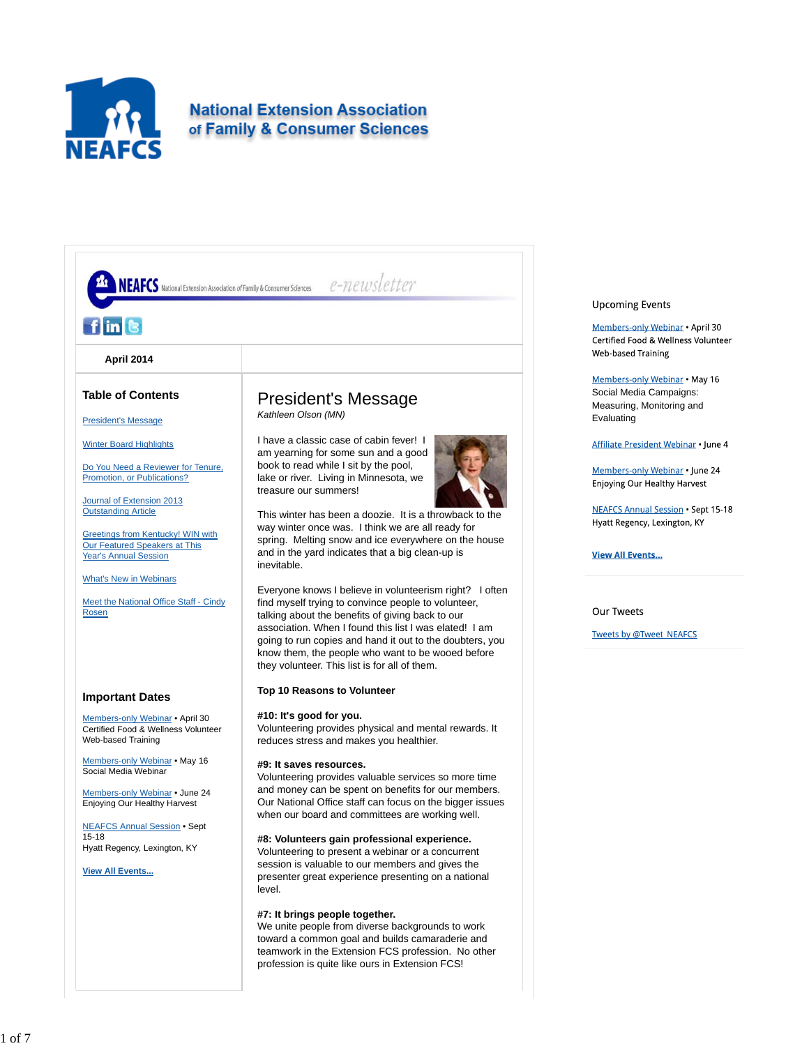# National Extension Association of Family & Consumer Sciences

NEAFCS National Extension Association of Family & Consumer Sciences e-newsletter

**April 2014**

## Table of Contents

[President's Message]

[Winter Board Highlights]

[Do You Need a Reviewer for Tenure, Promotion, or Publications?]

[Journal of Extension 2013 Outstanding Article]

[Greetings from Kentucky! WIN with Our Featured Speakers at This Year's Annual Session]

[What's New in Webinars]

[Meet the National Office Staff - Cindy Rosen]

## Important Dates

Members-only Webinar • April 30
Certified Food & Wellness Volunteer Web-based Training

Members-only Webinar • May 16
Social Media Webinar

Members-only Webinar • June 24
Enjoying Our Healthy Harvest

NEAFCS Annual Session • Sept 15-18
Hyatt Regency, Lexington, KY

**View All Events...**

# President's Message

*Kathleen Olson (MN)*

I have a classic case of cabin fever! I am yearning for some sun and a good book to read while I sit by the pool, lake or river. Living in Minnesota, we treasure our summers!

This winter has been a doozie. It is a throwback to the way winter once was. I think we are all ready for spring. Melting snow and ice everywhere on the house and in the yard indicates that a big clean-up is inevitable.

Everyone knows I believe in volunteerism right? I often find myself trying to convince people to volunteer, talking about the benefits of giving back to our association. When I found this list I was elated! I am going to run copies and hand it out to the doubters, you know them, the people who want to be wooed before they volunteer. This list is for all of them.

**Top 10 Reasons to Volunteer**

**#10: It's good for you.**
Volunteering provides physical and mental rewards. It reduces stress and makes you healthier.

**#9: It saves resources.**
Volunteering provides valuable services so more time and money can be spent on benefits for our members. Our National Office staff can focus on the bigger issues when our board and committees are working well.

**#8: Volunteers gain professional experience.**
Volunteering to present a webinar or a concurrent session is valuable to our members and gives the presenter great experience presenting on a national level.

**#7: It brings people together.**
We unite people from diverse backgrounds to work toward a common goal and builds camaraderie and teamwork in the Extension FCS profession. No other profession is quite like ours in Extension FCS!

## Upcoming Events

Members-only Webinar • April 30
Certified Food & Wellness Volunteer Web-based Training

Members-only Webinar • May 16
Social Media Campaigns: Measuring, Monitoring and Evaluating

Affiliate President Webinar • June 4

Members-only Webinar • June 24
Enjoying Our Healthy Harvest

NEAFCS Annual Session • Sept 15-18
Hyatt Regency, Lexington, KY

**View All Events...**

## Our Tweets

Tweets by @Tweet_NEAFCS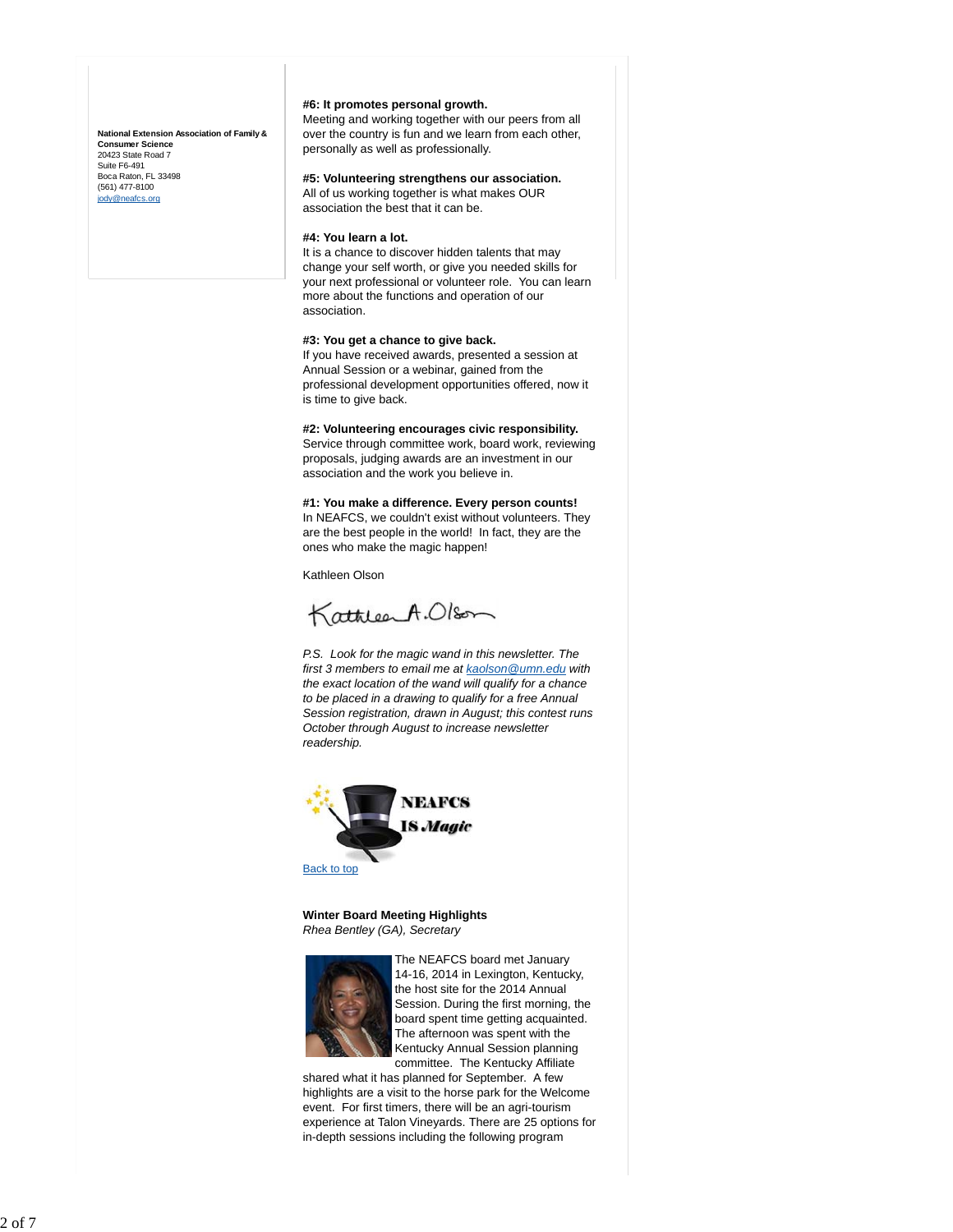**National Extension Association of Family & Consumer Science**
20423 State Road 7
Suite F6-491
Boca Raton, FL 33498
(561) 477-8100
jody@neafcs.org

**#6: It promotes personal growth.**
Meeting and working together with our peers from all over the country is fun and we learn from each other, personally as well as professionally.

**#5: Volunteering strengthens our association.**
All of us working together is what makes OUR association the best that it can be.

**#4: You learn a lot.**
It is a chance to discover hidden talents that may change your self worth, or give you needed skills for your next professional or volunteer role. You can learn more about the functions and operation of our association.

**#3: You get a chance to give back.**
If you have received awards, presented a session at Annual Session or a webinar, gained from the professional development opportunities offered, now it is time to give back.

**#2: Volunteering encourages civic responsibility.**
Service through committee work, board work, reviewing proposals, judging awards are an investment in our association and the work you believe in.

**#1: You make a difference. Every person counts!**
In NEAFCS, we couldn't exist without volunteers. They are the best people in the world! In fact, they are the ones who make the magic happen!

Kathleen Olson

Kathleen A. Olson

*P.S. Look for the magic wand in this newsletter. The first 3 members to email me at kaolson@umn.edu with the exact location of the wand will qualify for a chance to be placed in a drawing to qualify for a free Annual Session registration, drawn in August; this contest runs October through August to increase newsletter readership.*

NEAFCS IS *Magic*

Back to top

**Winter Board Meeting Highlights**
*Rhea Bentley (GA), Secretary*

The NEAFCS board met January 14-16, 2014 in Lexington, Kentucky, the host site for the 2014 Annual Session. During the first morning, the board spent time getting acquainted. The afternoon was spent with the Kentucky Annual Session planning committee. The Kentucky Affiliate shared what it has planned for September. A few highlights are a visit to the horse park for the Welcome event. For first timers, there will be an agri-tourism experience at Talon Vineyards. There are 25 options for in-depth sessions including the following program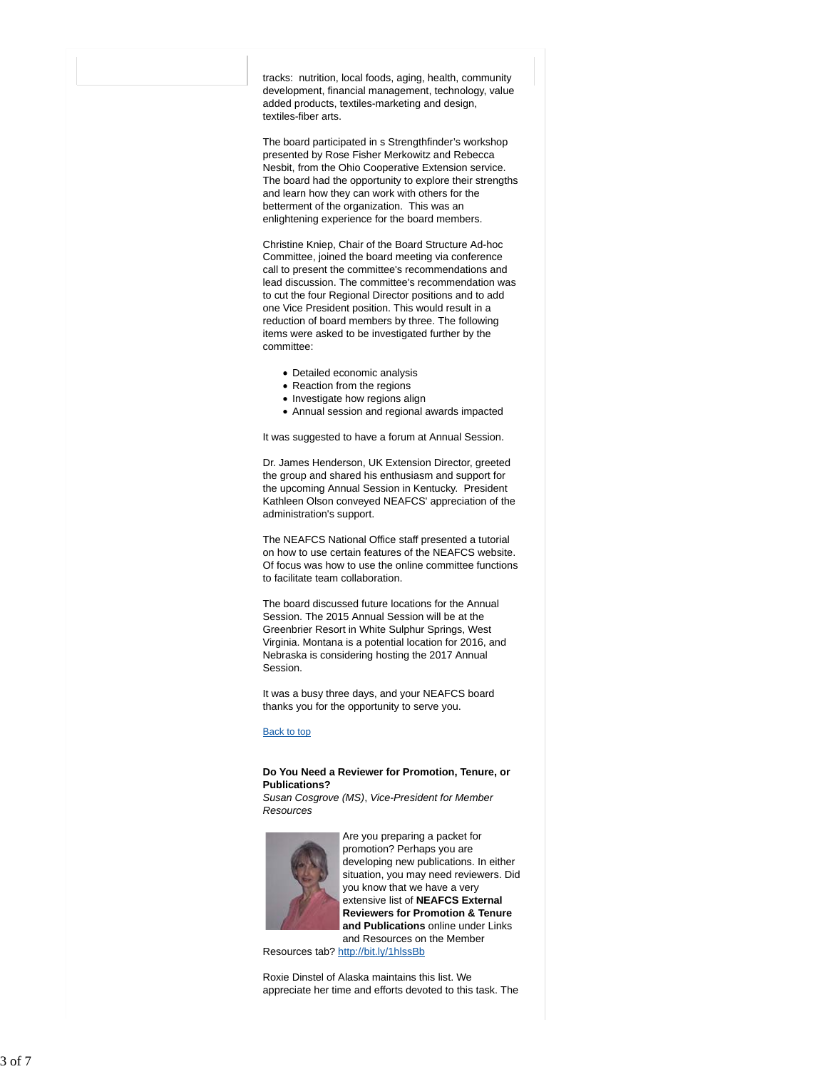tracks: nutrition, local foods, aging, health, community development, financial management, technology, value added products, textiles-marketing and design, textiles-fiber arts.

The board participated in s Strengthfinder's workshop presented by Rose Fisher Merkowitz and Rebecca Nesbit, from the Ohio Cooperative Extension service. The board had the opportunity to explore their strengths and learn how they can work with others for the betterment of the organization. This was an enlightening experience for the board members.

Christine Kniep, Chair of the Board Structure Ad-hoc Committee, joined the board meeting via conference call to present the committee's recommendations and lead discussion. The committee's recommendation was to cut the four Regional Director positions and to add one Vice President position. This would result in a reduction of board members by three. The following items were asked to be investigated further by the committee:

- Detailed economic analysis
- Reaction from the regions
- Investigate how regions align
- Annual session and regional awards impacted

It was suggested to have a forum at Annual Session.

Dr. James Henderson, UK Extension Director, greeted the group and shared his enthusiasm and support for the upcoming Annual Session in Kentucky. President Kathleen Olson conveyed NEAFCS' appreciation of the administration's support.

The NEAFCS National Office staff presented a tutorial on how to use certain features of the NEAFCS website. Of focus was how to use the online committee functions to facilitate team collaboration.

The board discussed future locations for the Annual Session. The 2015 Annual Session will be at the Greenbrier Resort in White Sulphur Springs, West Virginia. Montana is a potential location for 2016, and Nebraska is considering hosting the 2017 Annual Session.

It was a busy three days, and your NEAFCS board thanks you for the opportunity to serve you.

Back to top

**Do You Need a Reviewer for Promotion, Tenure, or Publications?**
*Susan Cosgrove (MS), Vice-President for Member Resources*

Are you preparing a packet for promotion? Perhaps you are developing new publications. In either situation, you may need reviewers. Did you know that we have a very extensive list of **NEAFCS External Reviewers for Promotion & Tenure and Publications** online under Links and Resources on the Member Resources tab? http://bit.ly/1hlssBb

Roxie Dinstel of Alaska maintains this list. We appreciate her time and efforts devoted to this task. The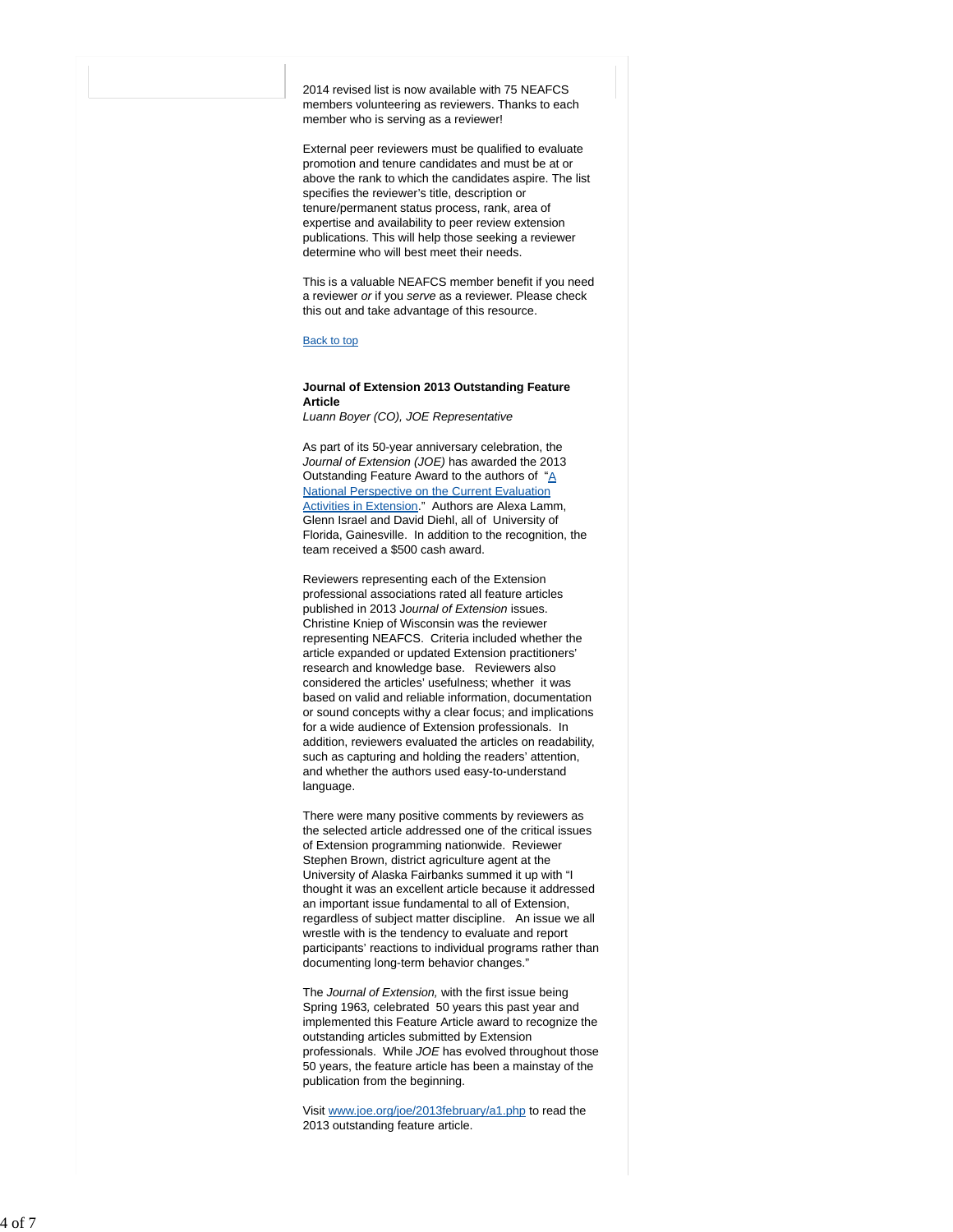2014 revised list is now available with 75 NEAFCS members volunteering as reviewers. Thanks to each member who is serving as a reviewer!

External peer reviewers must be qualified to evaluate promotion and tenure candidates and must be at or above the rank to which the candidates aspire. The list specifies the reviewer's title, description or tenure/permanent status process, rank, area of expertise and availability to peer review extension publications. This will help those seeking a reviewer determine who will best meet their needs.

This is a valuable NEAFCS member benefit if you need a reviewer *or* if you *serve* as a reviewer. Please check this out and take advantage of this resource.

Back to top

**Journal of Extension 2013 Outstanding Feature Article**
*Luann Boyer (CO), JOE Representative*

As part of its 50-year anniversary celebration, the *Journal of Extension (JOE)* has awarded the 2013 Outstanding Feature Award to the authors of "A National Perspective on the Current Evaluation Activities in Extension." Authors are Alexa Lamm, Glenn Israel and David Diehl, all of University of Florida, Gainesville. In addition to the recognition, the team received a $500 cash award.

Reviewers representing each of the Extension professional associations rated all feature articles published in 2013 J*ournal of Extension* issues. Christine Kniep of Wisconsin was the reviewer representing NEAFCS. Criteria included whether the article expanded or updated Extension practitioners' research and knowledge base. Reviewers also considered the articles' usefulness; whether it was based on valid and reliable information, documentation or sound concepts withy a clear focus; and implications for a wide audience of Extension professionals. In addition, reviewers evaluated the articles on readability, such as capturing and holding the readers' attention, and whether the authors used easy-to-understand language.

There were many positive comments by reviewers as the selected article addressed one of the critical issues of Extension programming nationwide. Reviewer Stephen Brown, district agriculture agent at the University of Alaska Fairbanks summed it up with "I thought it was an excellent article because it addressed an important issue fundamental to all of Extension, regardless of subject matter discipline. An issue we all wrestle with is the tendency to evaluate and report participants' reactions to individual programs rather than documenting long-term behavior changes."

The *Journal of Extension,* with the first issue being Spring 1963, celebrated 50 years this past year and implemented this Feature Article award to recognize the outstanding articles submitted by Extension professionals. While *JOE* has evolved throughout those 50 years, the feature article has been a mainstay of the publication from the beginning.

Visit www.joe.org/joe/2013february/a1.php to read the 2013 outstanding feature article.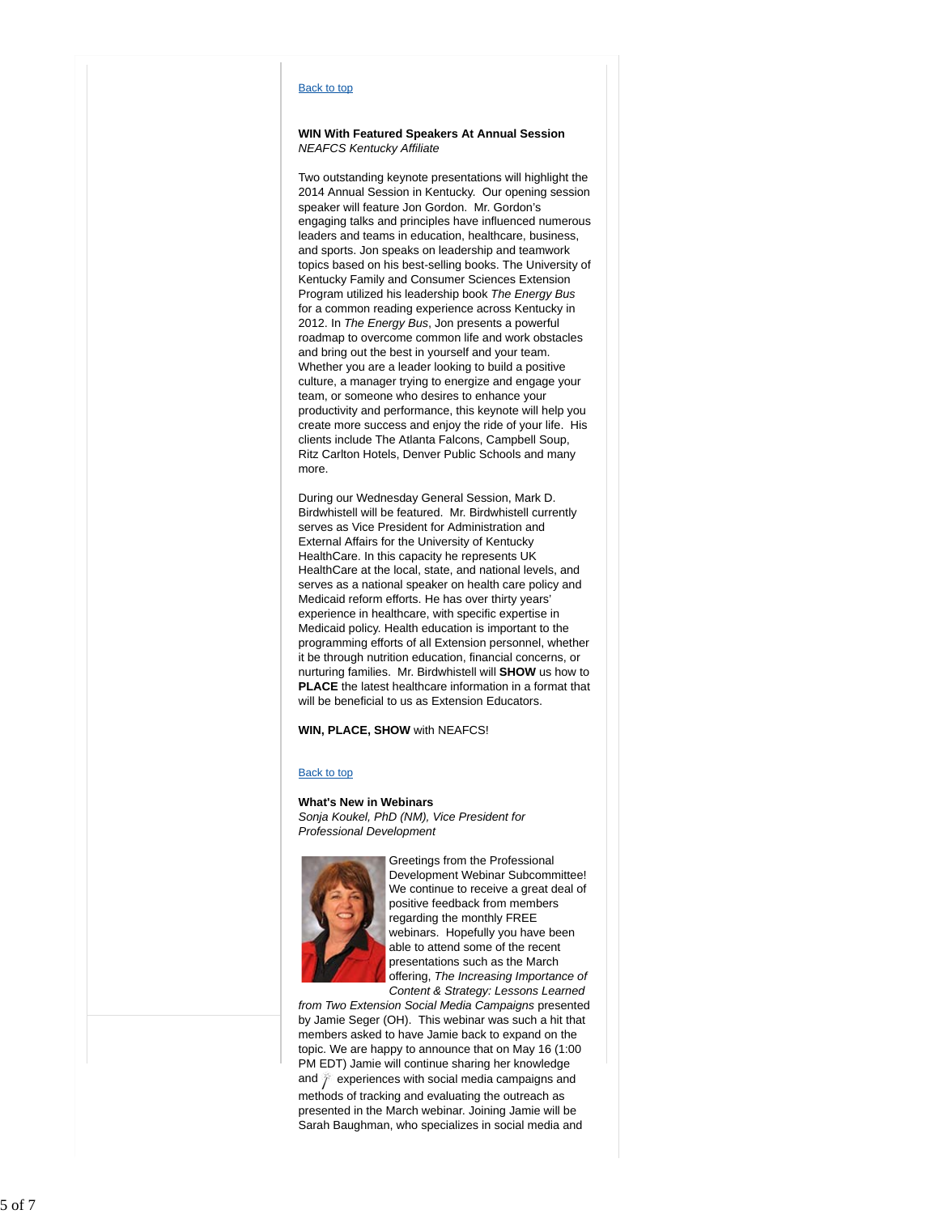[Back to top](#)

**WIN With Featured Speakers At Annual Session**
*NEAFCS Kentucky Affiliate*

Two outstanding keynote presentations will highlight the 2014 Annual Session in Kentucky. Our opening session speaker will feature Jon Gordon. Mr. Gordon's engaging talks and principles have influenced numerous leaders and teams in education, healthcare, business, and sports. Jon speaks on leadership and teamwork topics based on his best-selling books. The University of Kentucky Family and Consumer Sciences Extension Program utilized his leadership book *The Energy Bus* for a common reading experience across Kentucky in 2012. In *The Energy Bus*, Jon presents a powerful roadmap to overcome common life and work obstacles and bring out the best in yourself and your team. Whether you are a leader looking to build a positive culture, a manager trying to energize and engage your team, or someone who desires to enhance your productivity and performance, this keynote will help you create more success and enjoy the ride of your life. His clients include The Atlanta Falcons, Campbell Soup, Ritz Carlton Hotels, Denver Public Schools and many more.

During our Wednesday General Session, Mark D. Birdwhistell will be featured. Mr. Birdwhistell currently serves as Vice President for Administration and External Affairs for the University of Kentucky HealthCare. In this capacity he represents UK HealthCare at the local, state, and national levels, and serves as a national speaker on health care policy and Medicaid reform efforts. He has over thirty years' experience in healthcare, with specific expertise in Medicaid policy. Health education is important to the programming efforts of all Extension personnel, whether it be through nutrition education, financial concerns, or nurturing families. Mr. Birdwhistell will **SHOW** us how to **PLACE** the latest healthcare information in a format that will be beneficial to us as Extension Educators.

**WIN, PLACE, SHOW** with NEAFCS!

[Back to top](#)

**What's New in Webinars**
*Sonja Koukel, PhD (NM), Vice President for Professional Development*

Greetings from the Professional Development Webinar Subcommittee! We continue to receive a great deal of positive feedback from members regarding the monthly FREE webinars. Hopefully you have been able to attend some of the recent presentations such as the March offering, *The Increasing Importance of Content & Strategy: Lessons Learned from Two Extension Social Media Campaigns* presented by Jamie Seger (OH). This webinar was such a hit that members asked to have Jamie back to expand on the topic. We are happy to announce that on May 16 (1:00 PM EDT) Jamie will continue sharing her knowledge and experiences with social media campaigns and methods of tracking and evaluating the outreach as presented in the March webinar. Joining Jamie will be Sarah Baughman, who specializes in social media and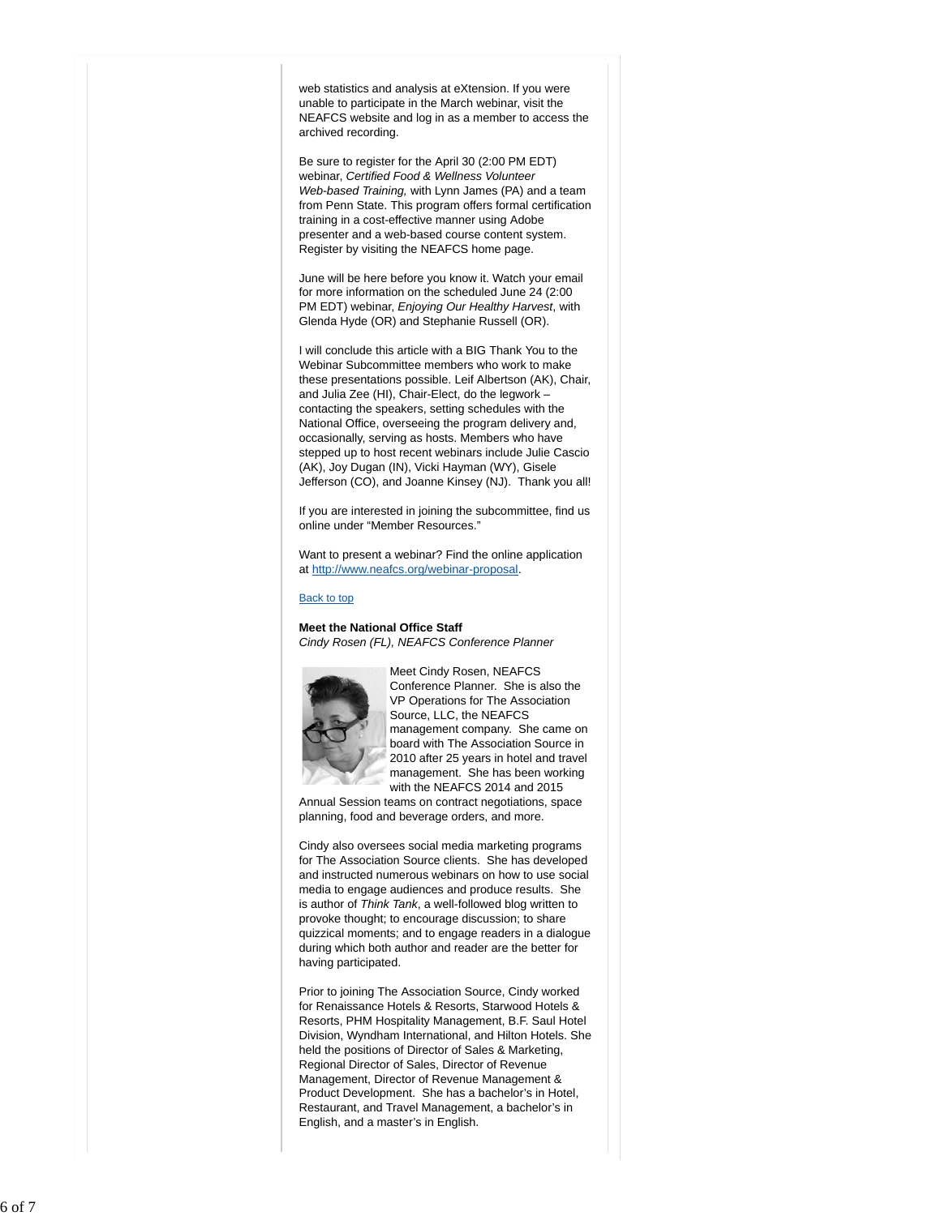web statistics and analysis at eXtension. If you were unable to participate in the March webinar, visit the NEAFCS website and log in as a member to access the archived recording.

Be sure to register for the April 30 (2:00 PM EDT) webinar, *Certified Food & Wellness Volunteer Web-based Training,* with Lynn James (PA) and a team from Penn State. This program offers formal certification training in a cost-effective manner using Adobe presenter and a web-based course content system. Register by visiting the NEAFCS home page.

June will be here before you know it. Watch your email for more information on the scheduled June 24 (2:00 PM EDT) webinar, *Enjoying Our Healthy Harvest*, with Glenda Hyde (OR) and Stephanie Russell (OR).

I will conclude this article with a BIG Thank You to the Webinar Subcommittee members who work to make these presentations possible. Leif Albertson (AK), Chair, and Julia Zee (HI), Chair-Elect, do the legwork – contacting the speakers, setting schedules with the National Office, overseeing the program delivery and, occasionally, serving as hosts. Members who have stepped up to host recent webinars include Julie Cascio (AK), Joy Dugan (IN), Vicki Hayman (WY), Gisele Jefferson (CO), and Joanne Kinsey (NJ). Thank you all!

If you are interested in joining the subcommittee, find us online under "Member Resources."

Want to present a webinar? Find the online application at http://www.neafcs.org/webinar-proposal.

Back to top

**Meet the National Office Staff**
*Cindy Rosen (FL), NEAFCS Conference Planner*

Meet Cindy Rosen, NEAFCS Conference Planner. She is also the VP Operations for The Association Source, LLC, the NEAFCS management company. She came on board with The Association Source in 2010 after 25 years in hotel and travel management. She has been working with the NEAFCS 2014 and 2015 Annual Session teams on contract negotiations, space planning, food and beverage orders, and more.

Cindy also oversees social media marketing programs for The Association Source clients. She has developed and instructed numerous webinars on how to use social media to engage audiences and produce results. She is author of *Think Tank*, a well-followed blog written to provoke thought; to encourage discussion; to share quizzical moments; and to engage readers in a dialogue during which both author and reader are the better for having participated.

Prior to joining The Association Source, Cindy worked for Renaissance Hotels & Resorts, Starwood Hotels & Resorts, PHM Hospitality Management, B.F. Saul Hotel Division, Wyndham International, and Hilton Hotels. She held the positions of Director of Sales & Marketing, Regional Director of Sales, Director of Revenue Management, Director of Revenue Management & Product Development. She has a bachelor's in Hotel, Restaurant, and Travel Management, a bachelor's in English, and a master's in English.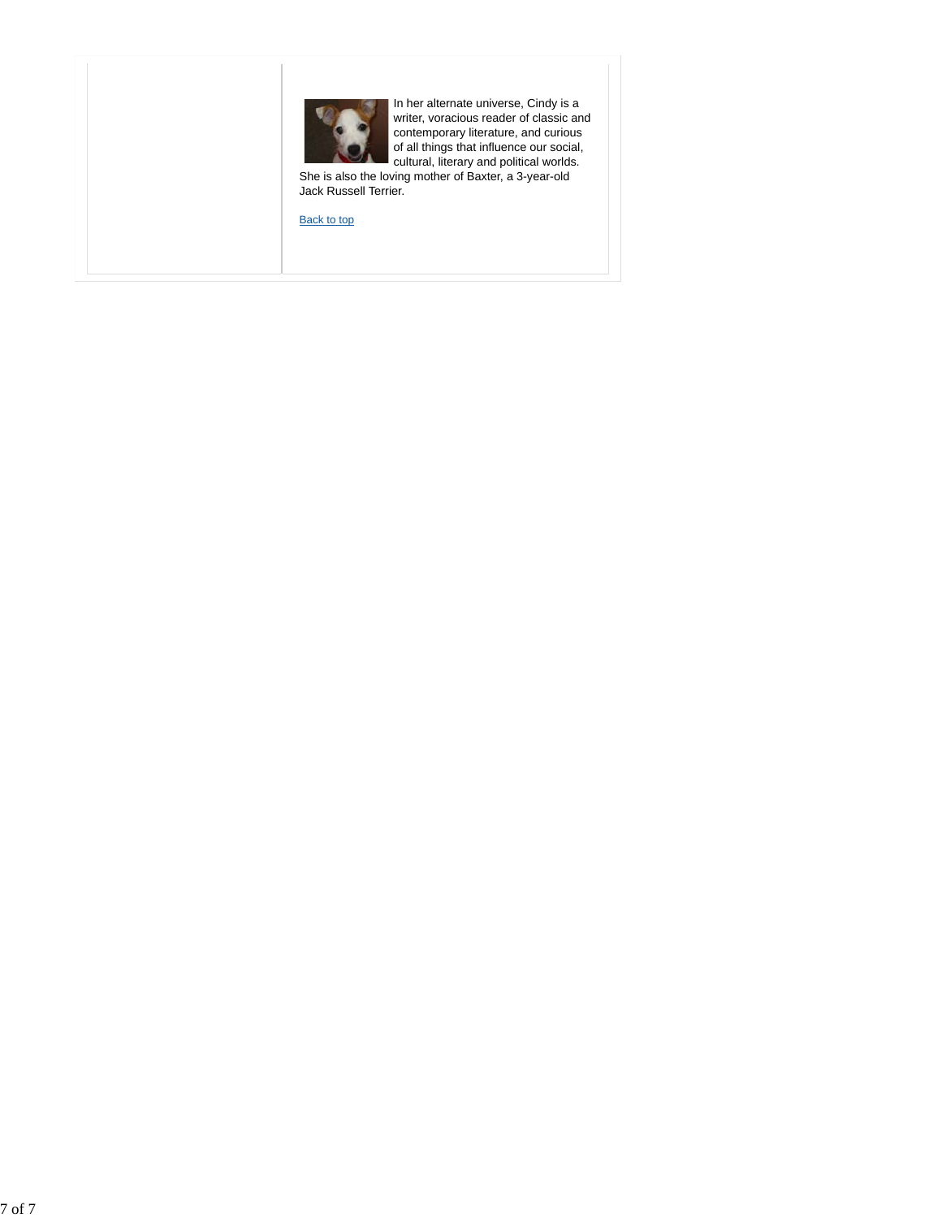In her alternate universe, Cindy is a writer, voracious reader of classic and contemporary literature, and curious of all things that influence our social, cultural, literary and political worlds. She is also the loving mother of Baxter, a 3-year-old Jack Russell Terrier.

Back to top